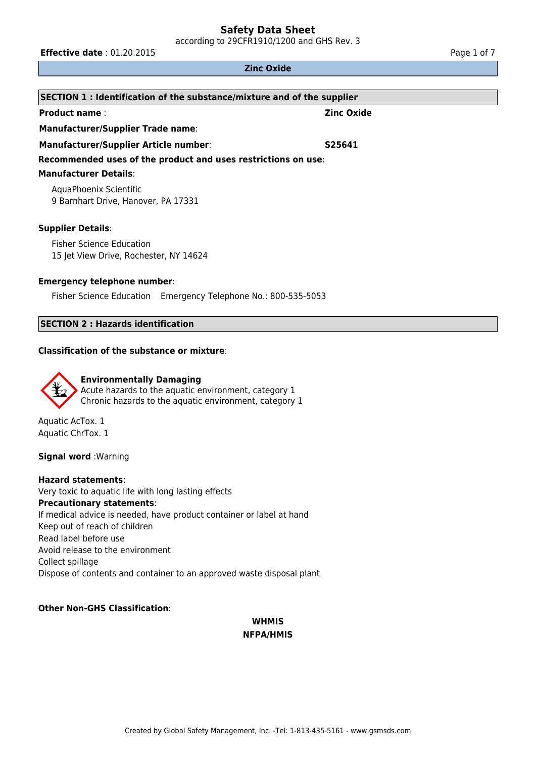# Safety Data Sheet

according to 29CFR1910/1200 and GHS Rev. 3

**Effective date** : 01.20.2015

## Zinc Oxide

## SECTION 1 : Identification of the substance/mixture and of the supplier

**Product name** : **Zinc Oxide**

**Manufacturer/Supplier Trade name**:

**Manufacturer/Supplier Article number**: **S25641**

**Recommended uses of the product and uses restrictions on use**:

**Manufacturer Details**:

AquaPhoenix Scientific
9 Barnhart Drive, Hanover, PA 17331

**Supplier Details**:

Fisher Science Education
15 Jet View Drive, Rochester, NY 14624

**Emergency telephone number**:

Fisher Science Education Emergency Telephone No.: 800-535-5053

## SECTION 2 : Hazards identification

**Classification of the substance or mixture**:

**Environmentally Damaging**
Acute hazards to the aquatic environment, category 1
Chronic hazards to the aquatic environment, category 1

Aquatic AcTox. 1
Aquatic ChrTox. 1

**Signal word** :Warning

**Hazard statements**:
Very toxic to aquatic life with long lasting effects

**Precautionary statements**:
If medical advice is needed, have product container or label at hand
Keep out of reach of children
Read label before use
Avoid release to the environment
Collect spillage
Dispose of contents and container to an approved waste disposal plant

**Other Non-GHS Classification**:

**WHMIS**

**NFPA/HMIS**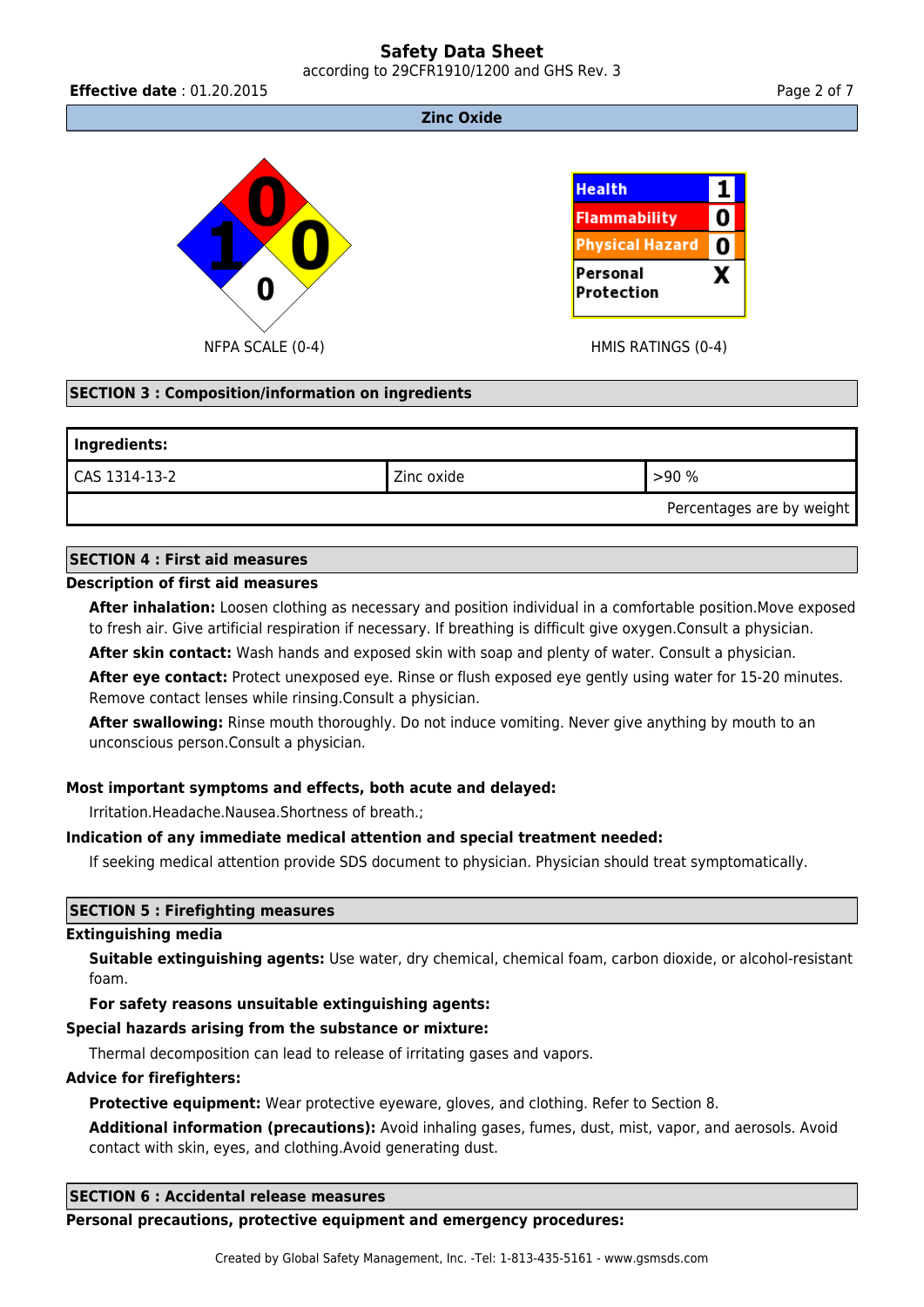# Safety Data Sheet

according to 29CFR1910/1200 and GHS Rev. 3

**Effective date** : 01.20.2015

**Zinc Oxide**

NFPA SCALE (0-4)

| Health | 1 |
|---|---|
| Flammability | 0 |
| Physical Hazard | 0 |
| Personal Protection | X |

HMIS RATINGS (0-4)

## SECTION 3 : Composition/information on ingredients

| Ingredients: | | |
|---|---|---|
| CAS 1314-13-2 | Zinc oxide | >90 % |
| | | Percentages are by weight |

## SECTION 4 : First aid measures

### Description of first aid measures

**After inhalation:** Loosen clothing as necessary and position individual in a comfortable position.Move exposed to fresh air. Give artificial respiration if necessary. If breathing is difficult give oxygen.Consult a physician.

**After skin contact:** Wash hands and exposed skin with soap and plenty of water. Consult a physician.

**After eye contact:** Protect unexposed eye. Rinse or flush exposed eye gently using water for 15-20 minutes. Remove contact lenses while rinsing.Consult a physician.

**After swallowing:** Rinse mouth thoroughly. Do not induce vomiting. Never give anything by mouth to an unconscious person.Consult a physician.

### Most important symptoms and effects, both acute and delayed:

Irritation.Headache.Nausea.Shortness of breath.;

### Indication of any immediate medical attention and special treatment needed:

If seeking medical attention provide SDS document to physician. Physician should treat symptomatically.

## SECTION 5 : Firefighting measures

### Extinguishing media

**Suitable extinguishing agents:** Use water, dry chemical, chemical foam, carbon dioxide, or alcohol-resistant foam.

**For safety reasons unsuitable extinguishing agents:**

### Special hazards arising from the substance or mixture:

Thermal decomposition can lead to release of irritating gases and vapors.

### Advice for firefighters:

**Protective equipment:** Wear protective eyeware, gloves, and clothing. Refer to Section 8.

**Additional information (precautions):** Avoid inhaling gases, fumes, dust, mist, vapor, and aerosols. Avoid contact with skin, eyes, and clothing.Avoid generating dust.

## SECTION 6 : Accidental release measures

### Personal precautions, protective equipment and emergency procedures: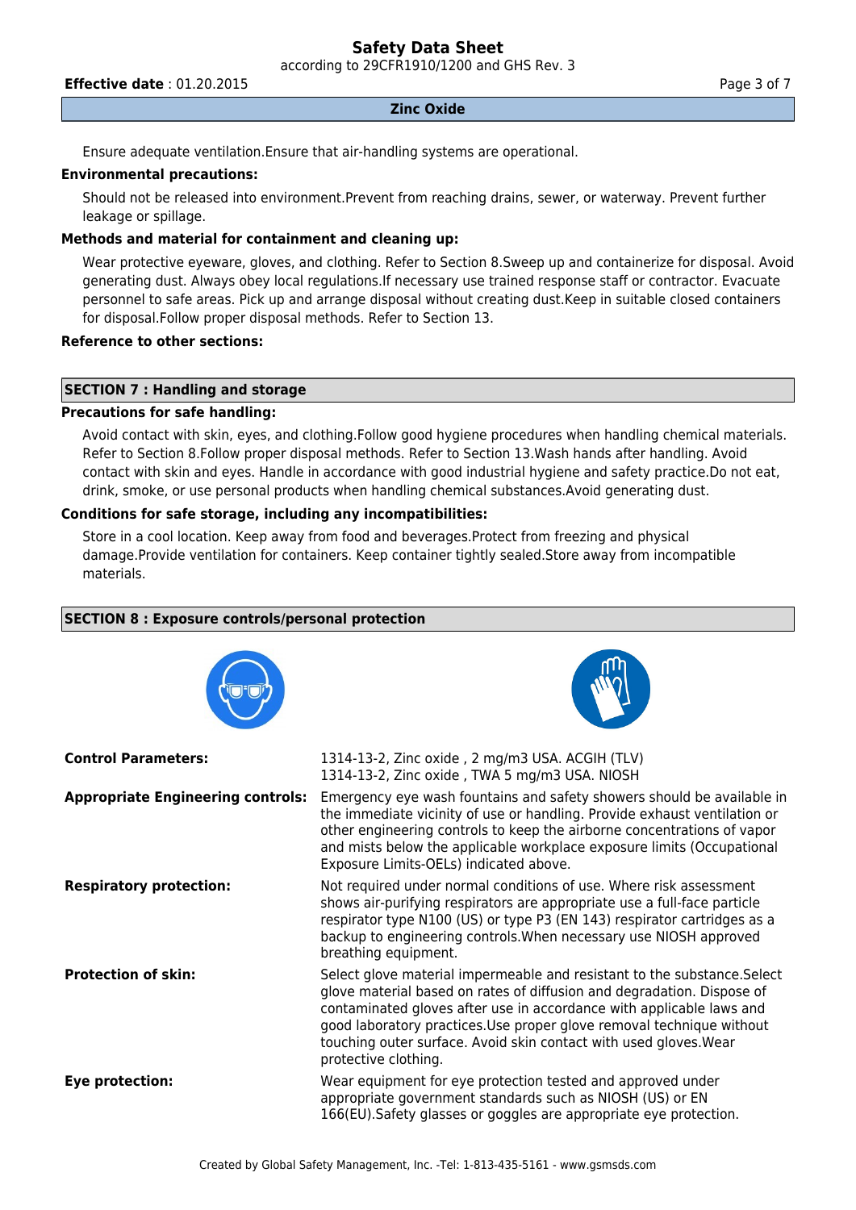Ensure adequate ventilation.Ensure that air-handling systems are operational.

**Environmental precautions:**

Should not be released into environment.Prevent from reaching drains, sewer, or waterway. Prevent further leakage or spillage.

**Methods and material for containment and cleaning up:**

Wear protective eyeware, gloves, and clothing. Refer to Section 8.Sweep up and containerize for disposal. Avoid generating dust. Always obey local regulations.If necessary use trained response staff or contractor. Evacuate personnel to safe areas. Pick up and arrange disposal without creating dust.Keep in suitable closed containers for disposal.Follow proper disposal methods. Refer to Section 13.

**Reference to other sections:**

## SECTION 7 : Handling and storage

**Precautions for safe handling:**

Avoid contact with skin, eyes, and clothing.Follow good hygiene procedures when handling chemical materials. Refer to Section 8.Follow proper disposal methods. Refer to Section 13.Wash hands after handling. Avoid contact with skin and eyes. Handle in accordance with good industrial hygiene and safety practice.Do not eat, drink, smoke, or use personal products when handling chemical substances.Avoid generating dust.

**Conditions for safe storage, including any incompatibilities:**

Store in a cool location. Keep away from food and beverages.Protect from freezing and physical damage.Provide ventilation for containers. Keep container tightly sealed.Store away from incompatible materials.

## SECTION 8 : Exposure controls/personal protection

| | |
|---|---|
| **Control Parameters:** | 1314-13-2, Zinc oxide , 2 mg/m3 USA. ACGIH (TLV)<br>1314-13-2, Zinc oxide , TWA 5 mg/m3 USA. NIOSH |
| **Appropriate Engineering controls:** | Emergency eye wash fountains and safety showers should be available in the immediate vicinity of use or handling. Provide exhaust ventilation or other engineering controls to keep the airborne concentrations of vapor and mists below the applicable workplace exposure limits (Occupational Exposure Limits-OELs) indicated above. |
| **Respiratory protection:** | Not required under normal conditions of use. Where risk assessment shows air-purifying respirators are appropriate use a full-face particle respirator type N100 (US) or type P3 (EN 143) respirator cartridges as a backup to engineering controls.When necessary use NIOSH approved breathing equipment. |
| **Protection of skin:** | Select glove material impermeable and resistant to the substance.Select glove material based on rates of diffusion and degradation. Dispose of contaminated gloves after use in accordance with applicable laws and good laboratory practices.Use proper glove removal technique without touching outer surface. Avoid skin contact with used gloves.Wear protective clothing. |
| **Eye protection:** | Wear equipment for eye protection tested and approved under appropriate government standards such as NIOSH (US) or EN 166(EU).Safety glasses or goggles are appropriate eye protection. |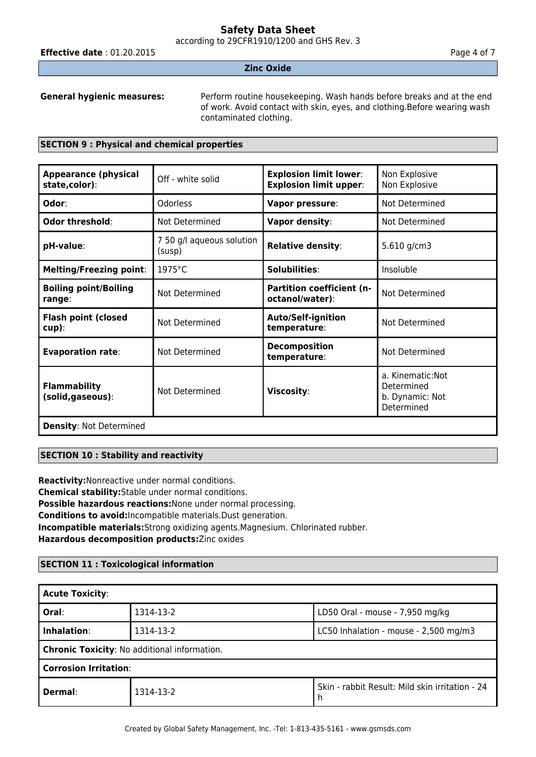**Zinc Oxide**

**General hygienic measures:** Perform routine housekeeping. Wash hands before breaks and at the end of work. Avoid contact with skin, eyes, and clothing.Before wearing wash contaminated clothing.

## SECTION 9 : Physical and chemical properties

| | | | |
|---|---|---|---|
| **Appearance (physical state,color)**: | Off - white solid | **Explosion limit lower**: **Explosion limit upper**: | Non Explosive Non Explosive |
| **Odor**: | Odorless | **Vapor pressure**: | Not Determined |
| **Odor threshold**: | Not Determined | **Vapor density**: | Not Determined |
| **pH-value**: | 7 50 g/l aqueous solution (susp) | **Relative density**: | 5.610 g/cm3 |
| **Melting/Freezing point**: | 1975°C | **Solubilities**: | Insoluble |
| **Boiling point/Boiling range**: | Not Determined | **Partition coefficient (n-octanol/water)**: | Not Determined |
| **Flash point (closed cup)**: | Not Determined | **Auto/Self-ignition temperature**: | Not Determined |
| **Evaporation rate**: | Not Determined | **Decomposition temperature**: | Not Determined |
| **Flammability (solid,gaseous)**: | Not Determined | **Viscosity**: | a. Kinematic:Not Determined b. Dynamic: Not Determined |
| **Density**: Not Determined | | | |

## SECTION 10 : Stability and reactivity

**Reactivity:**Nonreactive under normal conditions.
**Chemical stability:**Stable under normal conditions.
**Possible hazardous reactions:**None under normal processing.
**Conditions to avoid:**Incompatible materials.Dust generation.
**Incompatible materials:**Strong oxidizing agents.Magnesium. Chlorinated rubber.
**Hazardous decomposition products:**Zinc oxides

## SECTION 11 : Toxicological information

| **Acute Toxicity**: | | |
|---|---|---|
| **Oral**: | 1314-13-2 | LD50 Oral - mouse - 7,950 mg/kg |
| **Inhalation**: | 1314-13-2 | LC50 Inhalation - mouse - 2,500 mg/m3 |
| **Chronic Toxicity**: No additional information. | | |
| **Corrosion Irritation**: | | |
| **Dermal**: | 1314-13-2 | Skin - rabbit Result: Mild skin irritation - 24 h |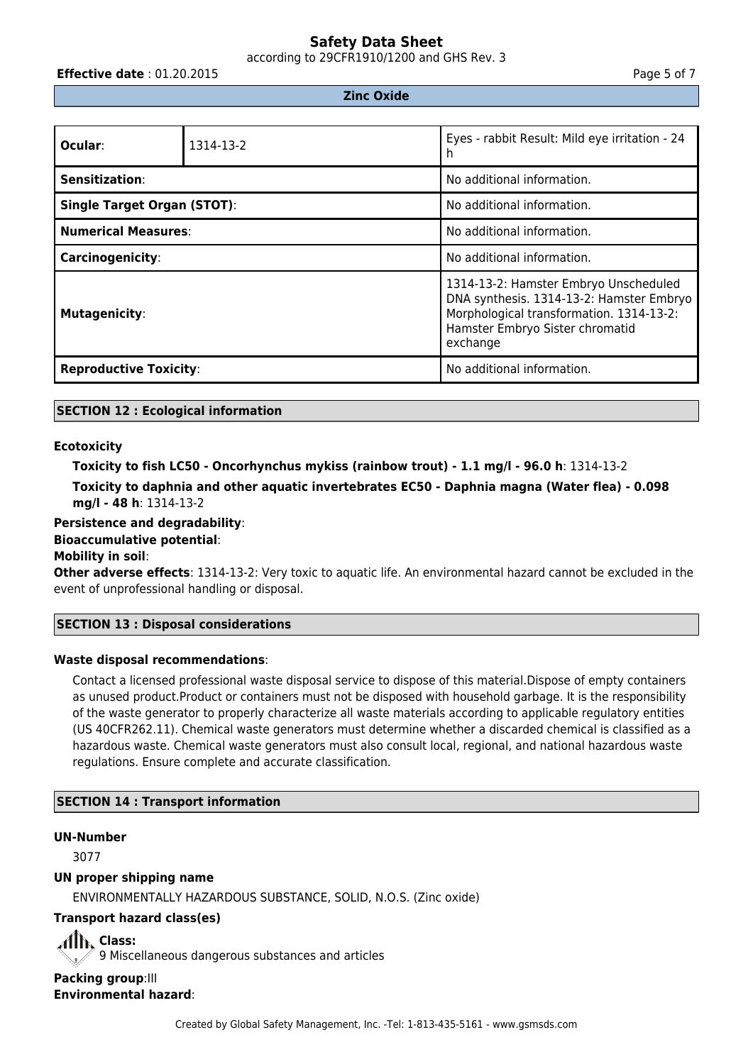**Zinc Oxide**

| | | |
|---|---|---|
| **Ocular**: | 1314-13-2 | Eyes - rabbit Result: Mild eye irritation - 24 h |
| **Sensitization**: | | No additional information. |
| **Single Target Organ (STOT)**: | | No additional information. |
| **Numerical Measures**: | | No additional information. |
| **Carcinogenicity**: | | No additional information. |
| **Mutagenicity**: | | 1314-13-2: Hamster Embryo Unscheduled DNA synthesis. 1314-13-2: Hamster Embryo Morphological transformation. 1314-13-2: Hamster Embryo Sister chromatid exchange |
| **Reproductive Toxicity**: | | No additional information. |

## SECTION 12 : Ecological information

**Ecotoxicity**

**Toxicity to fish LC50 - Oncorhynchus mykiss (rainbow trout) - 1.1 mg/l - 96.0 h**: 1314-13-2

**Toxicity to daphnia and other aquatic invertebrates EC50 - Daphnia magna (Water flea) - 0.098 mg/l - 48 h**: 1314-13-2

**Persistence and degradability**:

**Bioaccumulative potential**:

**Mobility in soil**:

**Other adverse effects**: 1314-13-2: Very toxic to aquatic life. An environmental hazard cannot be excluded in the event of unprofessional handling or disposal.

## SECTION 13 : Disposal considerations

**Waste disposal recommendations**:

Contact a licensed professional waste disposal service to dispose of this material.Dispose of empty containers as unused product.Product or containers must not be disposed with household garbage. It is the responsibility of the waste generator to properly characterize all waste materials according to applicable regulatory entities (US 40CFR262.11). Chemical waste generators must determine whether a discarded chemical is classified as a hazardous waste. Chemical waste generators must also consult local, regional, and national hazardous waste regulations. Ensure complete and accurate classification.

## SECTION 14 : Transport information

**UN-Number**

3077

**UN proper shipping name**

ENVIRONMENTALLY HAZARDOUS SUBSTANCE, SOLID, N.O.S. (Zinc oxide)

**Transport hazard class(es)**

**Class:**
9 Miscellaneous dangerous substances and articles

**Packing group**:III

**Environmental hazard**: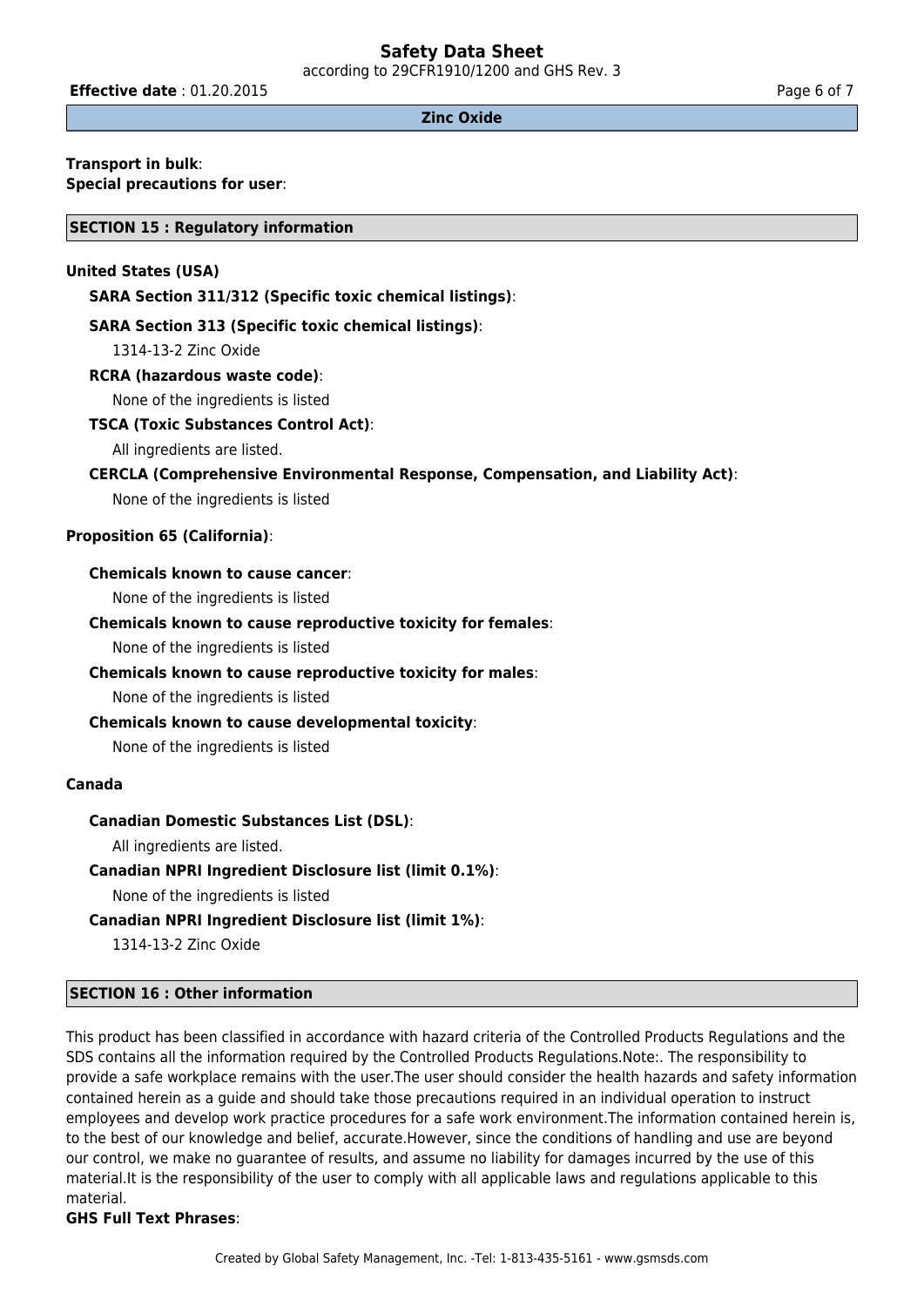**Transport in bulk**:

**Special precautions for user**:

## SECTION 15 : Regulatory information

### United States (USA)

**SARA Section 311/312 (Specific toxic chemical listings)**:

**SARA Section 313 (Specific toxic chemical listings)**:

1314-13-2 Zinc Oxide

**RCRA (hazardous waste code)**:

None of the ingredients is listed

**TSCA (Toxic Substances Control Act)**:

All ingredients are listed.

**CERCLA (Comprehensive Environmental Response, Compensation, and Liability Act)**:

None of the ingredients is listed

### Proposition 65 (California):

**Chemicals known to cause cancer**:

None of the ingredients is listed

**Chemicals known to cause reproductive toxicity for females**:

None of the ingredients is listed

**Chemicals known to cause reproductive toxicity for males**:

None of the ingredients is listed

**Chemicals known to cause developmental toxicity**:

None of the ingredients is listed

### Canada

**Canadian Domestic Substances List (DSL)**:

All ingredients are listed.

**Canadian NPRI Ingredient Disclosure list (limit 0.1%)**:

None of the ingredients is listed

**Canadian NPRI Ingredient Disclosure list (limit 1%)**:

1314-13-2 Zinc Oxide

## SECTION 16 : Other information

This product has been classified in accordance with hazard criteria of the Controlled Products Regulations and the SDS contains all the information required by the Controlled Products Regulations.Note:. The responsibility to provide a safe workplace remains with the user.The user should consider the health hazards and safety information contained herein as a guide and should take those precautions required in an individual operation to instruct employees and develop work practice procedures for a safe work environment.The information contained herein is, to the best of our knowledge and belief, accurate.However, since the conditions of handling and use are beyond our control, we make no guarantee of results, and assume no liability for damages incurred by the use of this material.It is the responsibility of the user to comply with all applicable laws and regulations applicable to this material.

**GHS Full Text Phrases**: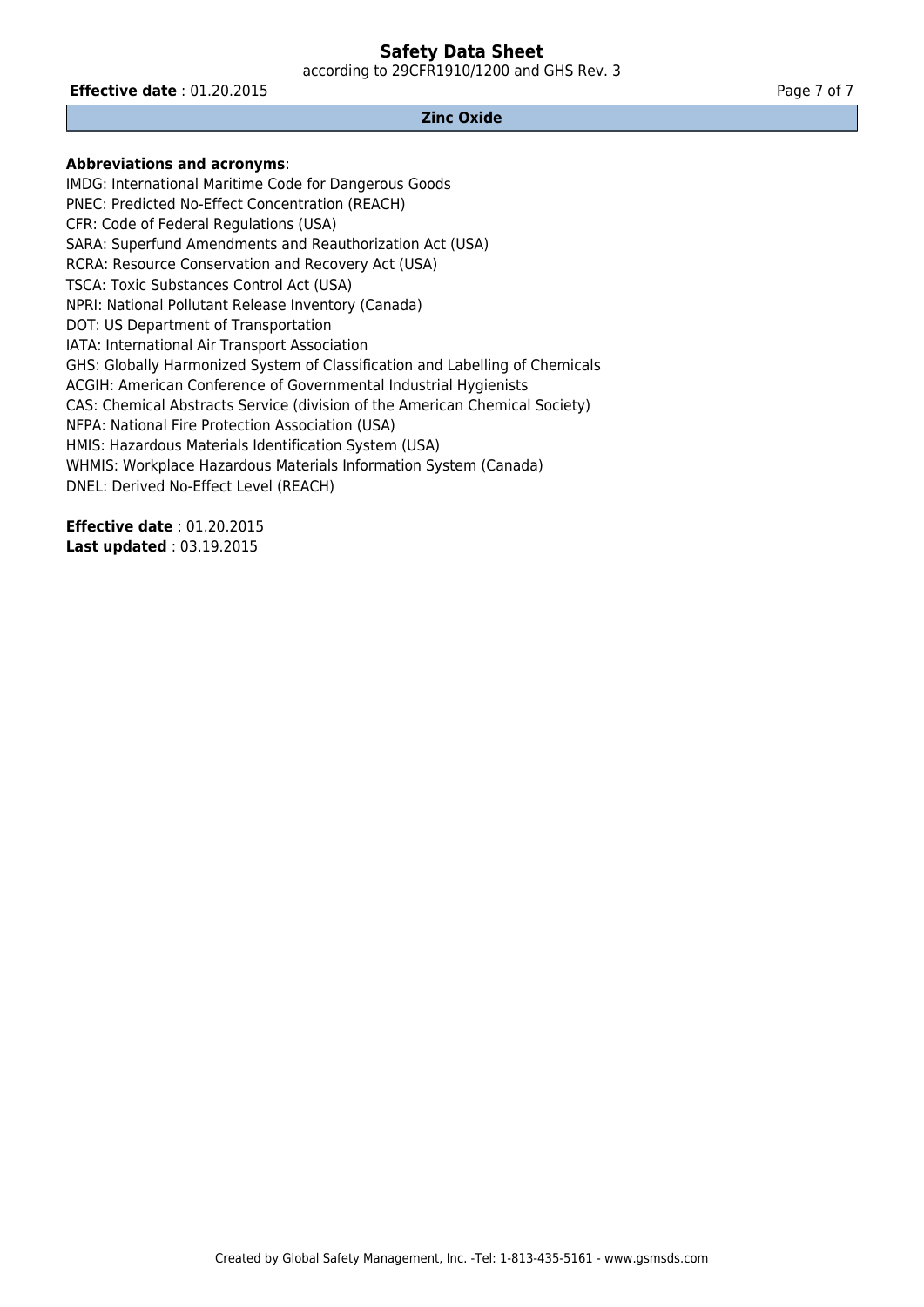**Abbreviations and acronyms**:

IMDG: International Maritime Code for Dangerous Goods
PNEC: Predicted No-Effect Concentration (REACH)
CFR: Code of Federal Regulations (USA)
SARA: Superfund Amendments and Reauthorization Act (USA)
RCRA: Resource Conservation and Recovery Act (USA)
TSCA: Toxic Substances Control Act (USA)
NPRI: National Pollutant Release Inventory (Canada)
DOT: US Department of Transportation
IATA: International Air Transport Association
GHS: Globally Harmonized System of Classification and Labelling of Chemicals
ACGIH: American Conference of Governmental Industrial Hygienists
CAS: Chemical Abstracts Service (division of the American Chemical Society)
NFPA: National Fire Protection Association (USA)
HMIS: Hazardous Materials Identification System (USA)
WHMIS: Workplace Hazardous Materials Information System (Canada)
DNEL: Derived No-Effect Level (REACH)

**Effective date** : 01.20.2015
**Last updated** : 03.19.2015